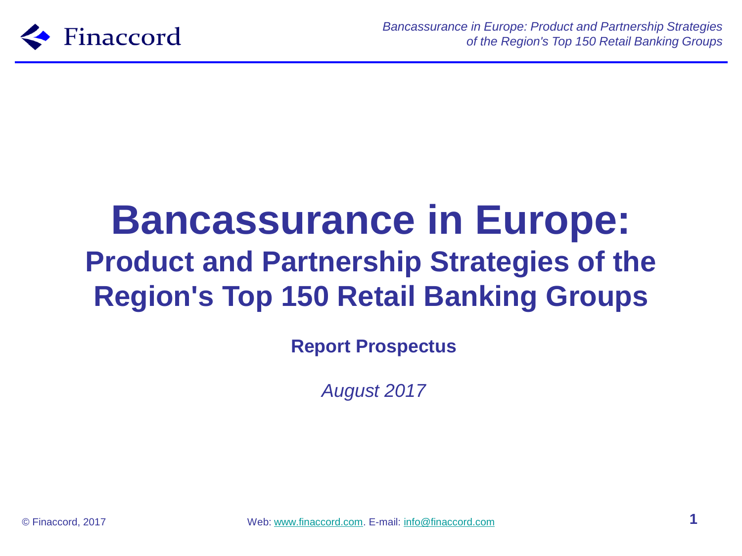# Bancassurance in Europe:

## Product and Partnership Strategies of the Region's Top 150 Retail Banking Groups

**Report Prospectus**

*August 2017*

© Finaccord, 2017 Web: www.finaccord.com. E-mail: info@finaccord.com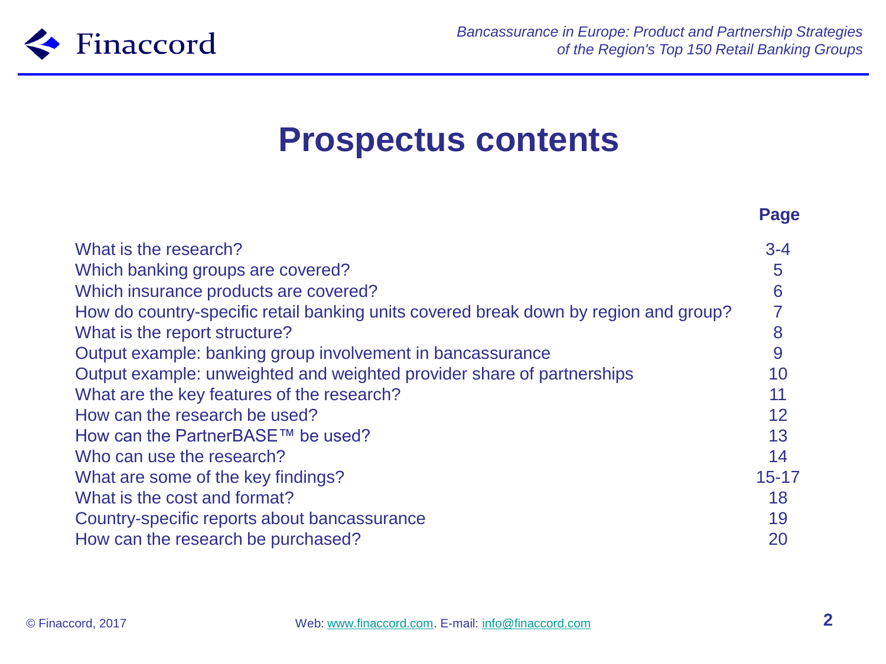# Prospectus contents

| | Page |
|---|---|
| What is the research? | 3-4 |
| Which banking groups are covered? | 5 |
| Which insurance products are covered? | 6 |
| How do country-specific retail banking units covered break down by region and group? | 7 |
| What is the report structure? | 8 |
| Output example: banking group involvement in bancassurance | 9 |
| Output example: unweighted and weighted provider share of partnerships | 10 |
| What are the key features of the research? | 11 |
| How can the research be used? | 12 |
| How can the PartnerBASE™ be used? | 13 |
| Who can use the research? | 14 |
| What are some of the key findings? | 15-17 |
| What is the cost and format? | 18 |
| Country-specific reports about bancassurance | 19 |
| How can the research be purchased? | 20 |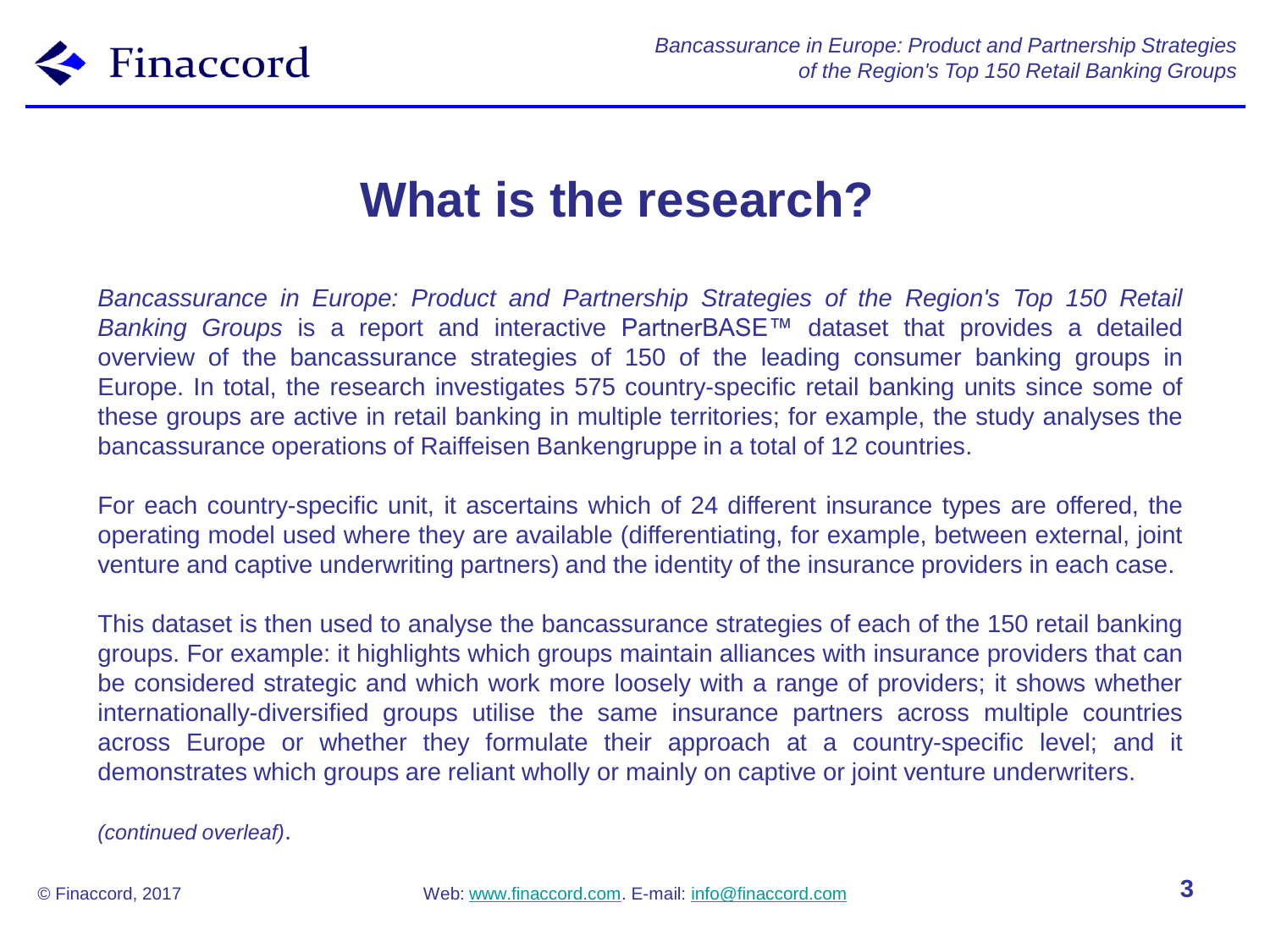# What is the research?

*Bancassurance in Europe: Product and Partnership Strategies of the Region's Top 150 Retail Banking Groups* is a report and interactive PartnerBASE™ dataset that provides a detailed overview of the bancassurance strategies of 150 of the leading consumer banking groups in Europe. In total, the research investigates 575 country-specific retail banking units since some of these groups are active in retail banking in multiple territories; for example, the study analyses the bancassurance operations of Raiffeisen Bankengruppe in a total of 12 countries.

For each country-specific unit, it ascertains which of 24 different insurance types are offered, the operating model used where they are available (differentiating, for example, between external, joint venture and captive underwriting partners) and the identity of the insurance providers in each case.

This dataset is then used to analyse the bancassurance strategies of each of the 150 retail banking groups. For example: it highlights which groups maintain alliances with insurance providers that can be considered strategic and which work more loosely with a range of providers; it shows whether internationally-diversified groups utilise the same insurance partners across multiple countries across Europe or whether they formulate their approach at a country-specific level; and it demonstrates which groups are reliant wholly or mainly on captive or joint venture underwriters.

*(continued overleaf)*.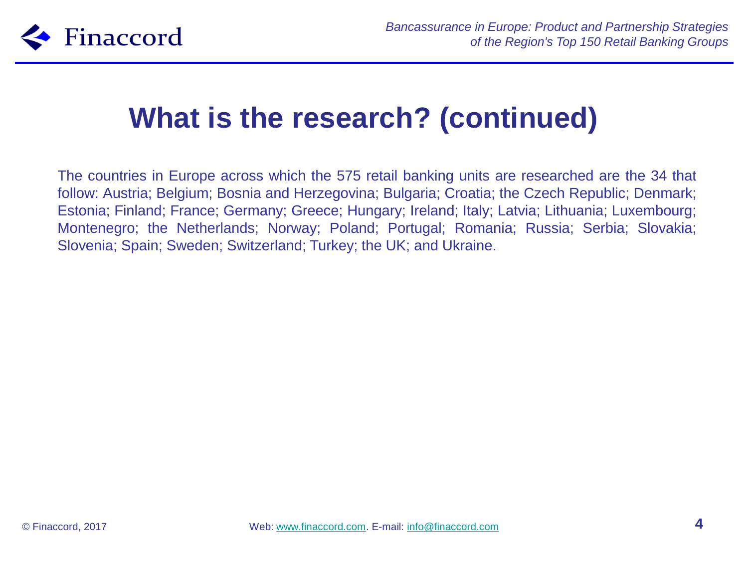# What is the research? (continued)

The countries in Europe across which the 575 retail banking units are researched are the 34 that follow: Austria; Belgium; Bosnia and Herzegovina; Bulgaria; Croatia; the Czech Republic; Denmark; Estonia; Finland; France; Germany; Greece; Hungary; Ireland; Italy; Latvia; Lithuania; Luxembourg; Montenegro; the Netherlands; Norway; Poland; Portugal; Romania; Russia; Serbia; Slovakia; Slovenia; Spain; Sweden; Switzerland; Turkey; the UK; and Ukraine.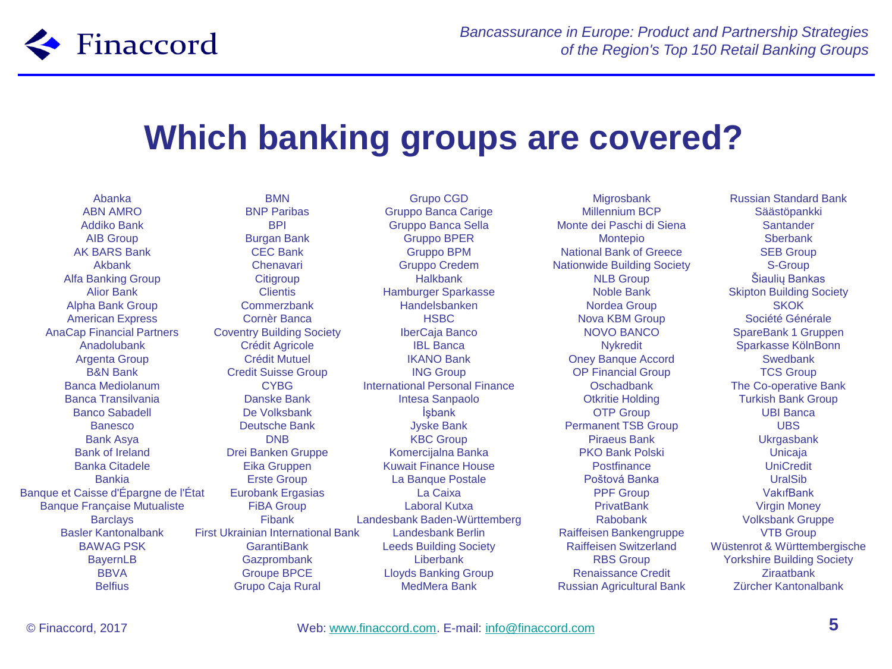# Which banking groups are covered?

Abanka
ABN AMRO
Addiko Bank
AIB Group
AK BARS Bank
Akbank
Alfa Banking Group
Alior Bank
Alpha Bank Group
American Express
AnaCap Financial Partners
Anadolubank
Argenta Group
B&N Bank
Banca Mediolanum
Banca Transilvania
Banco Sabadell
Banesco
Bank Asya
Bank of Ireland
Banka Citadele
Bankia
Banque et Caisse d'Épargne de l'État
Banque Française Mutualiste
Barclays
Basler Kantonalbank
BAWAG PSK
BayernLB
BBVA
Belfius
BMN
BNP Paribas
BPI
Burgan Bank
CEC Bank
Chenavari
Citigroup
Clientis
Commerzbank
Cornèr Banca
Coventry Building Society
Crédit Agricole
Crédit Mutuel
Credit Suisse Group
CYBG
Danske Bank
De Volksbank
Deutsche Bank
DNB
Drei Banken Gruppe
Eika Gruppen
Erste Group
Eurobank Ergasias
FiBA Group
Fibank
First Ukrainian International Bank
GarantiBank
Gazprombank
Groupe BPCE
Grupo Caja Rural
Grupo CGD
Gruppo Banca Carige
Gruppo Banca Sella
Gruppo BPER
Gruppo BPM
Gruppo Credem
Halkbank
Hamburger Sparkasse
Handelsbanken
HSBC
IberCaja Banco
IBL Banca
IKANO Bank
ING Group
International Personal Finance
Intesa Sanpaolo
İşbank
Jyske Bank
KBC Group
Komercijalna Banka
Kuwait Finance House
La Banque Postale
La Caixa
Laboral Kutxa
Landesbank Baden-Württemberg
Landesbank Berlin
Leeds Building Society
Liberbank
Lloyds Banking Group
MedMera Bank
Migrosbank
Millennium BCP
Monte dei Paschi di Siena
Montepio
National Bank of Greece
Nationwide Building Society
NLB Group
Noble Bank
Nordea Group
Nova KBM Group
NOVO BANCO
Nykredit
Oney Banque Accord
OP Financial Group
Oschadbank
Otkritie Holding
OTP Group
Permanent TSB Group
Piraeus Bank
PKO Bank Polski
Postfinance
Poštová Banka
PPF Group
PrivatBank
Rabobank
Raiffeisen Bankengruppe
Raiffeisen Switzerland
RBS Group
Renaissance Credit
Russian Agricultural Bank
Russian Standard Bank
Säästöpankki
Santander
Sberbank
SEB Group
S-Group
Šiaulių Bankas
Skipton Building Society
SKOK
Société Générale
SpareBank 1 Gruppen
Sparkasse KölnBonn
Swedbank
TCS Group
The Co-operative Bank
Turkish Bank Group
UBI Banca
UBS
Ukrgasbank
Unicaja
UniCredit
UralSib
VakıfBank
Virgin Money
Volksbank Gruppe
VTB Group
Wüstenrot & Württembergische
Yorkshire Building Society
Ziraatbank
Zürcher Kantonalbank

© Finaccord, 2017 Web: www.finaccord.com. E-mail: info@finaccord.com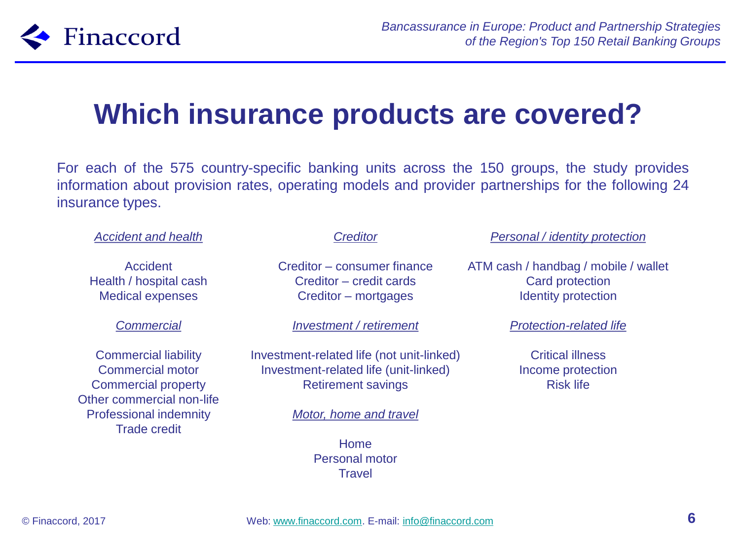# Which insurance products are covered?

For each of the 575 country-specific banking units across the 150 groups, the study provides information about provision rates, operating models and provider partnerships for the following 24 insurance types.

*Accident and health*

Accident
Health / hospital cash
Medical expenses

*Commercial*

Commercial liability
Commercial motor
Commercial property
Other commercial non-life
Professional indemnity
Trade credit

*Creditor*

Creditor – consumer finance
Creditor – credit cards
Creditor – mortgages

*Investment / retirement*

Investment-related life (not unit-linked)
Investment-related life (unit-linked)
Retirement savings

*Motor, home and travel*

Home
Personal motor
Travel

*Personal / identity protection*

ATM cash / handbag / mobile / wallet
Card protection
Identity protection

*Protection-related life*

Critical illness
Income protection
Risk life

© Finaccord, 2017

Web: www.finaccord.com. E-mail: info@finaccord.com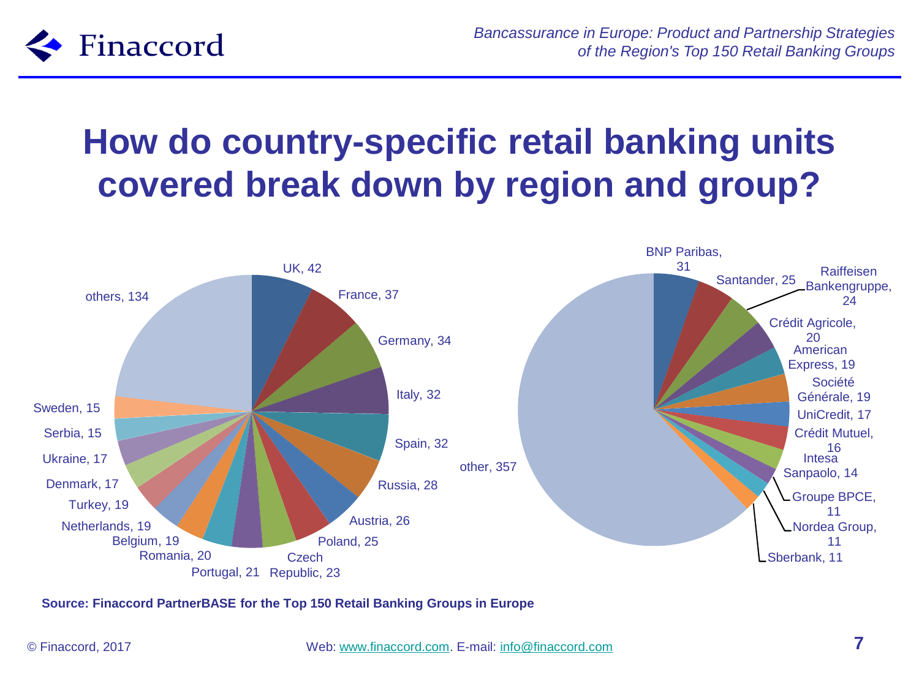# How do country-specific retail banking units covered break down by region and group?

| Region | Units |
|---|---|
| UK | 42 |
| France | 37 |
| Germany | 34 |
| Italy | 32 |
| Spain | 32 |
| Russia | 28 |
| Austria | 26 |
| Poland | 25 |
| Czech Republic | 23 |
| Portugal | 21 |
| Romania | 20 |
| Belgium | 19 |
| Netherlands | 19 |
| Turkey | 19 |
| Denmark | 17 |
| Ukraine | 17 |
| Serbia | 15 |
| Sweden | 15 |
| others | 134 |

| Group | Units |
|---|---|
| BNP Paribas | 31 |
| Santander | 25 |
| Raiffeisen Bankengruppe | 24 |
| Crédit Agricole | 20 |
| American Express | 19 |
| Société Générale | 19 |
| UniCredit | 17 |
| Crédit Mutuel | 16 |
| Intesa Sanpaolo | 14 |
| Groupe BPCE | 11 |
| Nordea Group | 11 |
| Sberbank | 11 |
| other | 357 |

**Source: Finaccord PartnerBASE for the Top 150 Retail Banking Groups in Europe**

© Finaccord, 2017

Web: www.finaccord.com. E-mail: info@finaccord.com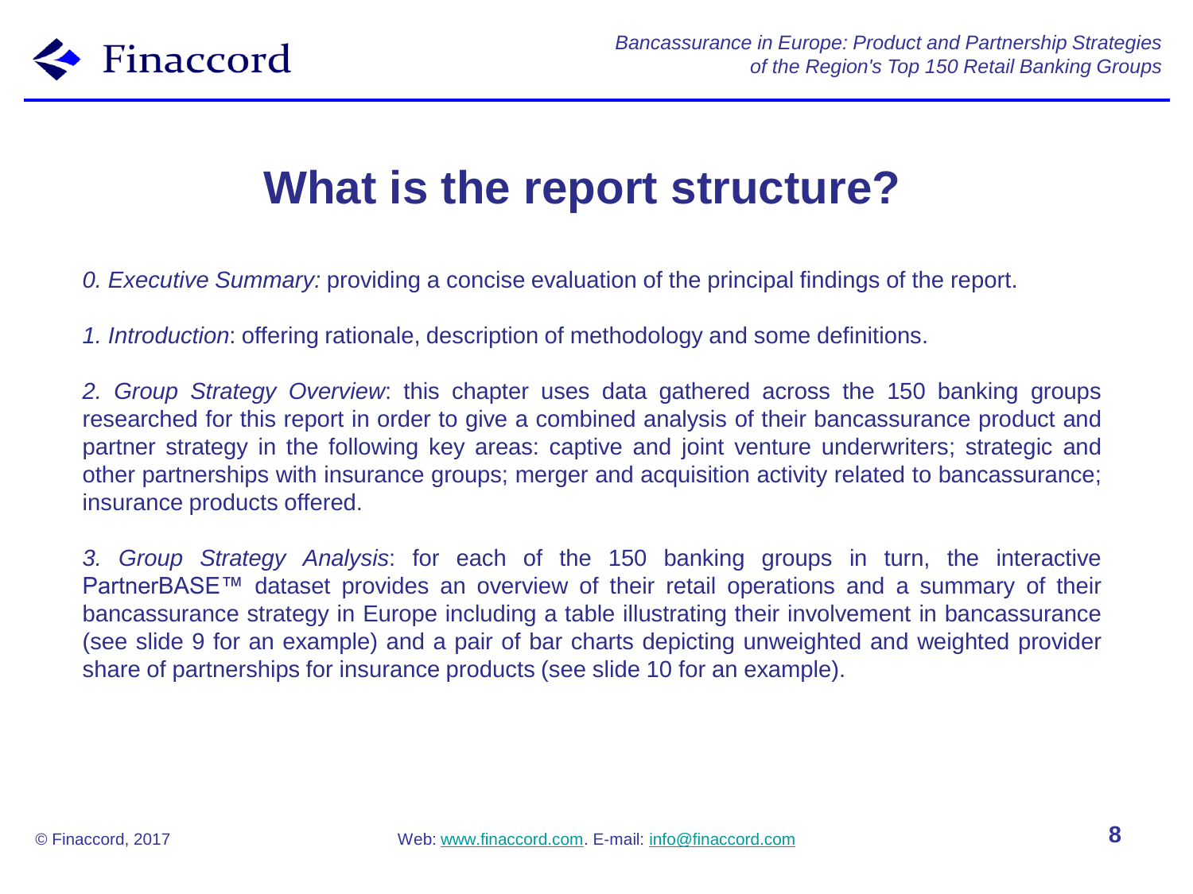# What is the report structure?

*0. Executive Summary:* providing a concise evaluation of the principal findings of the report.

*1. Introduction*: offering rationale, description of methodology and some definitions.

*2. Group Strategy Overview*: this chapter uses data gathered across the 150 banking groups researched for this report in order to give a combined analysis of their bancassurance product and partner strategy in the following key areas: captive and joint venture underwriters; strategic and other partnerships with insurance groups; merger and acquisition activity related to bancassurance; insurance products offered.

*3. Group Strategy Analysis*: for each of the 150 banking groups in turn, the interactive PartnerBASE™ dataset provides an overview of their retail operations and a summary of their bancassurance strategy in Europe including a table illustrating their involvement in bancassurance (see slide 9 for an example) and a pair of bar charts depicting unweighted and weighted provider share of partnerships for insurance products (see slide 10 for an example).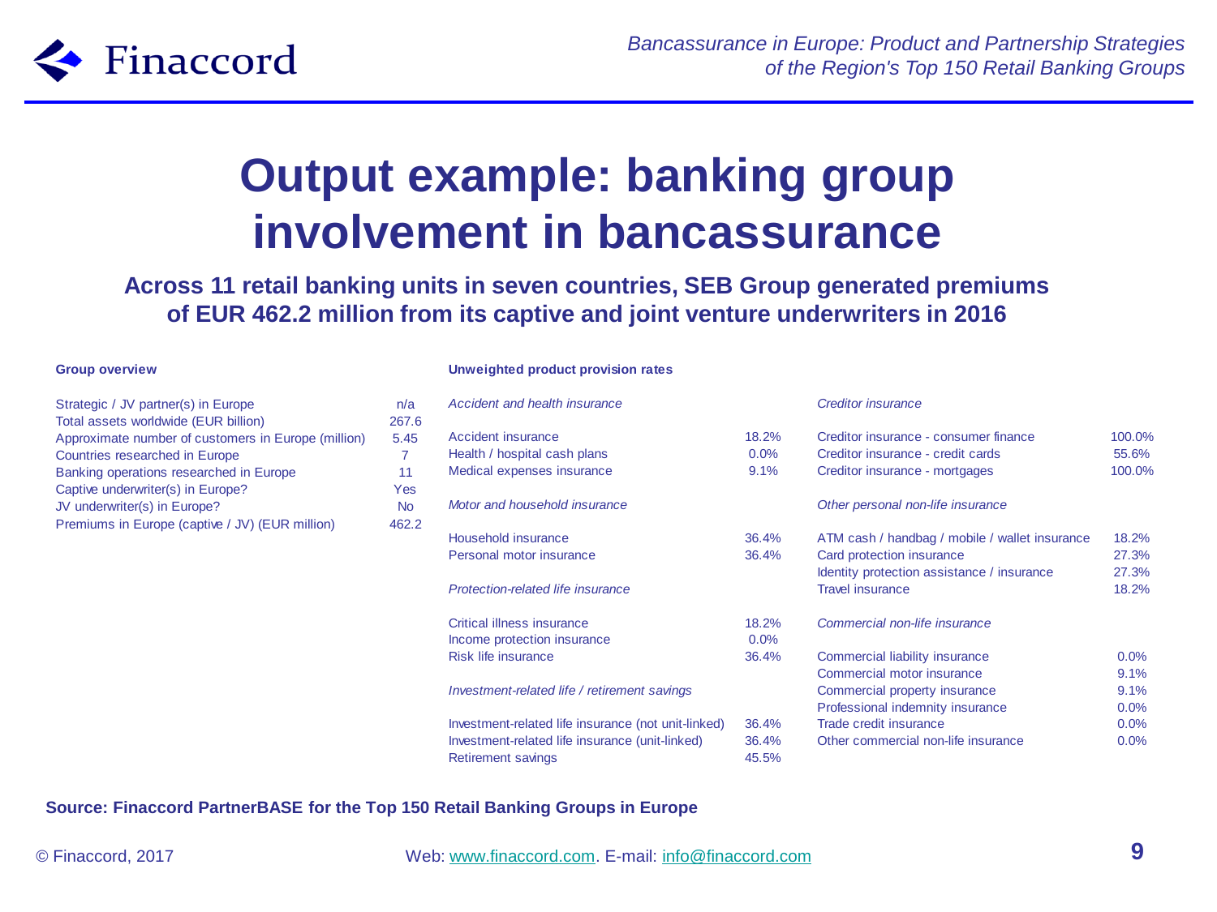# Output example: banking group involvement in bancassurance

**Across 11 retail banking units in seven countries, SEB Group generated premiums of EUR 462.2 million from its captive and joint venture underwriters in 2016**

**Group overview**

| | |
|---|---|
| Strategic / JV partner(s) in Europe | n/a |
| Total assets worldwide (EUR billion) | 267.6 |
| Approximate number of customers in Europe (million) | 5.45 |
| Countries researched in Europe | 7 |
| Banking operations researched in Europe | 11 |
| Captive underwriter(s) in Europe? | Yes |
| JV underwriter(s) in Europe? | No |
| Premiums in Europe (captive / JV) (EUR million) | 462.2 |

**Unweighted product provision rates**

| | |
|---|---|
| *Accident and health insurance* | |
| Accident insurance | 18.2% |
| Health / hospital cash plans | 0.0% |
| Medical expenses insurance | 9.1% |
| *Motor and household insurance* | |
| Household insurance | 36.4% |
| Personal motor insurance | 36.4% |
| *Protection-related life insurance* | |
| Critical illness insurance | 18.2% |
| Income protection insurance | 0.0% |
| Risk life insurance | 36.4% |
| *Investment-related life / retirement savings* | |
| Investment-related life insurance (not unit-linked) | 36.4% |
| Investment-related life insurance (unit-linked) | 36.4% |
| Retirement savings | 45.5% |
| *Creditor insurance* | |
| Creditor insurance - consumer finance | 100.0% |
| Creditor insurance - credit cards | 55.6% |
| Creditor insurance - mortgages | 100.0% |
| *Other personal non-life insurance* | |
| ATM cash / handbag / mobile / wallet insurance | 18.2% |
| Card protection insurance | 27.3% |
| Identity protection assistance / insurance | 27.3% |
| Travel insurance | 18.2% |
| *Commercial non-life insurance* | |
| Commercial liability insurance | 0.0% |
| Commercial motor insurance | 9.1% |
| Commercial property insurance | 9.1% |
| Professional indemnity insurance | 0.0% |
| Trade credit insurance | 0.0% |
| Other commercial non-life insurance | 0.0% |

**Source: Finaccord PartnerBASE for the Top 150 Retail Banking Groups in Europe**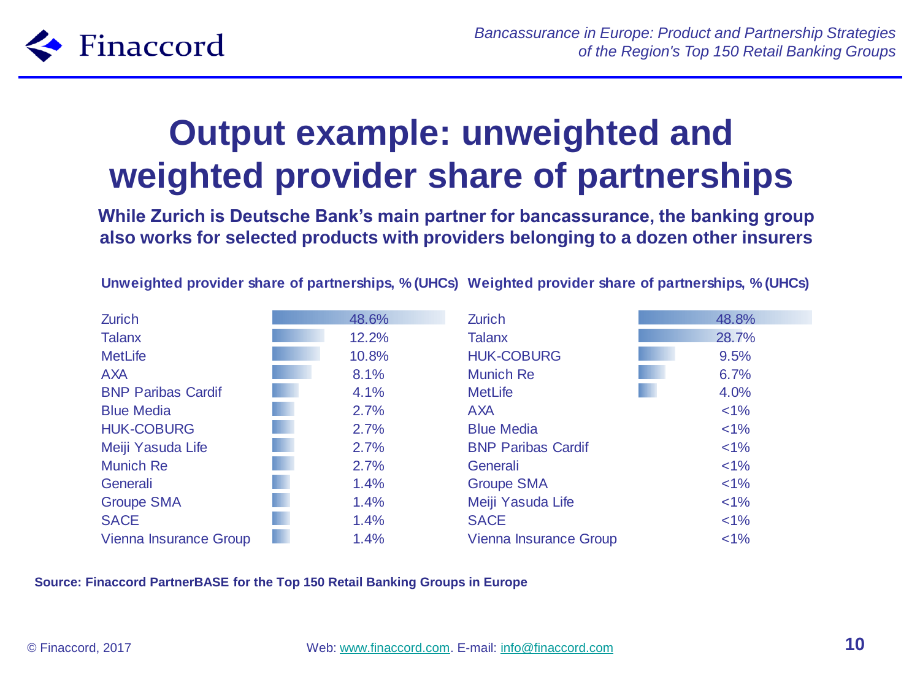# Output example: unweighted and weighted provider share of partnerships

**While Zurich is Deutsche Bank's main partner for bancassurance, the banking group also works for selected products with providers belonging to a dozen other insurers**

**Unweighted provider share of partnerships, % (UHCs)**

| Provider | Share |
|---|---|
| Zurich | 48.6% |
| Talanx | 12.2% |
| MetLife | 10.8% |
| AXA | 8.1% |
| BNP Paribas Cardif | 4.1% |
| Blue Media | 2.7% |
| HUK-COBURG | 2.7% |
| Meiji Yasuda Life | 2.7% |
| Munich Re | 2.7% |
| Generali | 1.4% |
| Groupe SMA | 1.4% |
| SACE | 1.4% |
| Vienna Insurance Group | 1.4% |

**Weighted provider share of partnerships, % (UHCs)**

| Provider | Share |
|---|---|
| Zurich | 48.8% |
| Talanx | 28.7% |
| HUK-COBURG | 9.5% |
| Munich Re | 6.7% |
| MetLife | 4.0% |
| AXA | <1% |
| Blue Media | <1% |
| BNP Paribas Cardif | <1% |
| Generali | <1% |
| Groupe SMA | <1% |
| Meiji Yasuda Life | <1% |
| SACE | <1% |
| Vienna Insurance Group | <1% |

**Source: Finaccord PartnerBASE for the Top 150 Retail Banking Groups in Europe**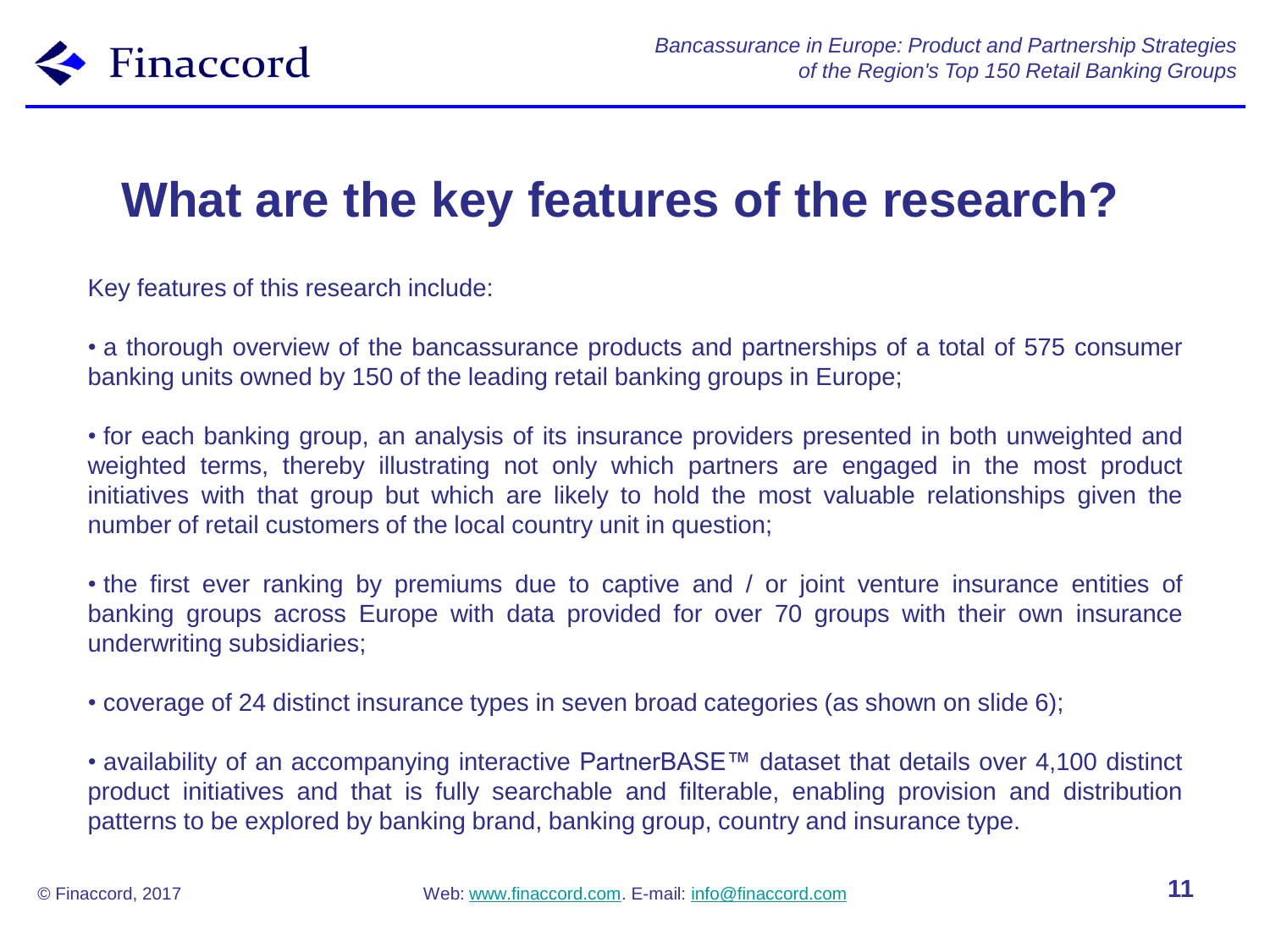# What are the key features of the research?

Key features of this research include:

• a thorough overview of the bancassurance products and partnerships of a total of 575 consumer banking units owned by 150 of the leading retail banking groups in Europe;

• for each banking group, an analysis of its insurance providers presented in both unweighted and weighted terms, thereby illustrating not only which partners are engaged in the most product initiatives with that group but which are likely to hold the most valuable relationships given the number of retail customers of the local country unit in question;

• the first ever ranking by premiums due to captive and / or joint venture insurance entities of banking groups across Europe with data provided for over 70 groups with their own insurance underwriting subsidiaries;

• coverage of 24 distinct insurance types in seven broad categories (as shown on slide 6);

• availability of an accompanying interactive PartnerBASE™ dataset that details over 4,100 distinct product initiatives and that is fully searchable and filterable, enabling provision and distribution patterns to be explored by banking brand, banking group, country and insurance type.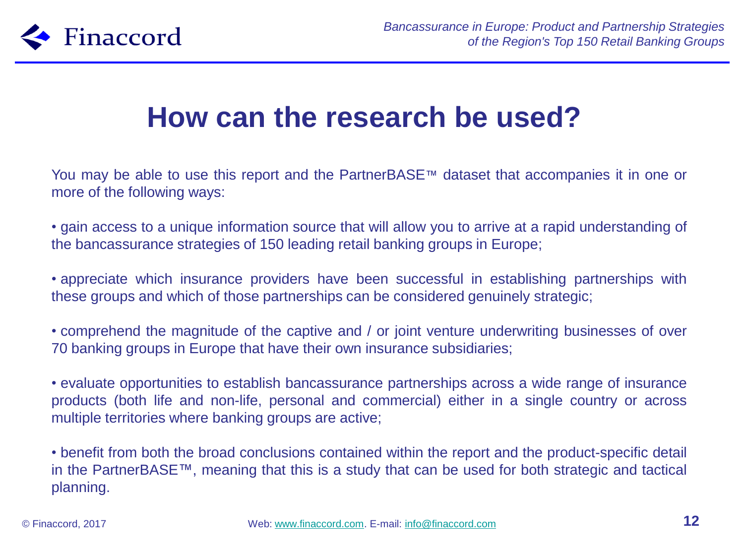# How can the research be used?

You may be able to use this report and the PartnerBASE™ dataset that accompanies it in one or more of the following ways:

• gain access to a unique information source that will allow you to arrive at a rapid understanding of the bancassurance strategies of 150 leading retail banking groups in Europe;

• appreciate which insurance providers have been successful in establishing partnerships with these groups and which of those partnerships can be considered genuinely strategic;

• comprehend the magnitude of the captive and / or joint venture underwriting businesses of over 70 banking groups in Europe that have their own insurance subsidiaries;

• evaluate opportunities to establish bancassurance partnerships across a wide range of insurance products (both life and non-life, personal and commercial) either in a single country or across multiple territories where banking groups are active;

• benefit from both the broad conclusions contained within the report and the product-specific detail in the PartnerBASE™, meaning that this is a study that can be used for both strategic and tactical planning.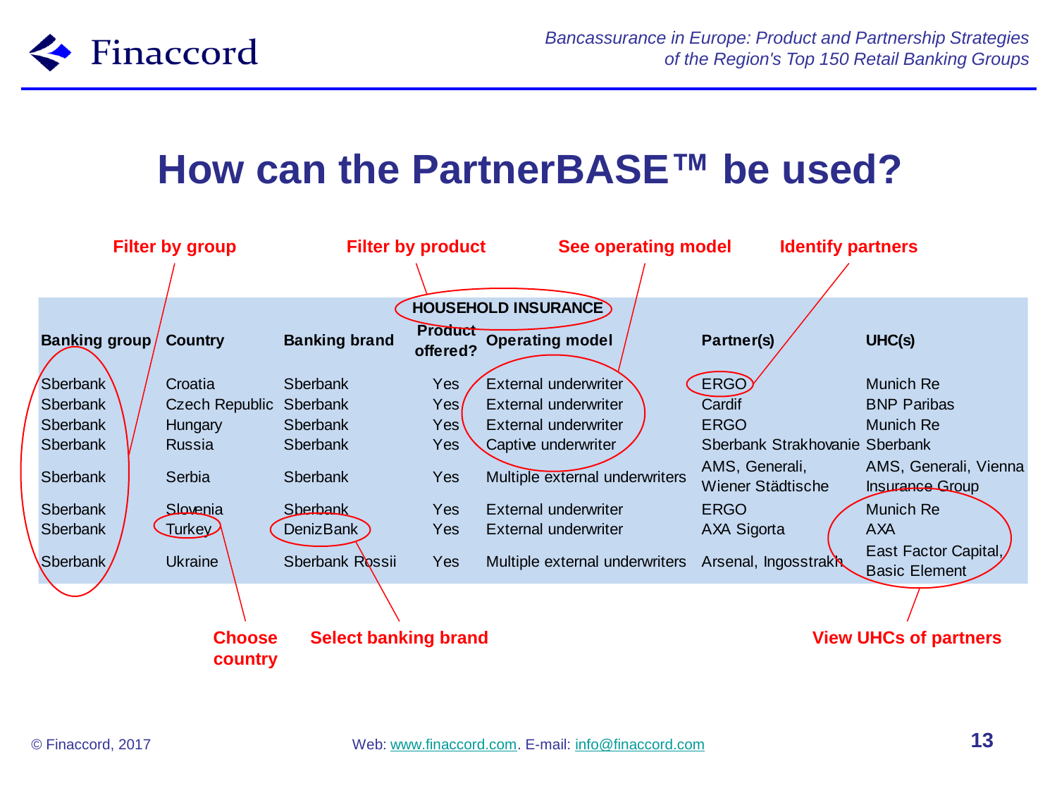# How can the PartnerBASE™ be used?

Filter by group | Filter by product | See operating model | Identify partners

| | | | HOUSEHOLD INSURANCE | | | |
|---|---|---|---|---|---|---|
| Banking group | Country | Banking brand | Product offered? | Operating model | Partner(s) | UHC(s) |
| Sberbank | Croatia | Sberbank | Yes | External underwriter | ERGO | Munich Re |
| Sberbank | Czech Republic | Sberbank | Yes | External underwriter | Cardif | BNP Paribas |
| Sberbank | Hungary | Sberbank | Yes | External underwriter | ERGO | Munich Re |
| Sberbank | Russia | Sberbank | Yes | Captive underwriter | Sberbank Strakhovanie | Sberbank |
| Sberbank | Serbia | Sberbank | Yes | Multiple external underwriters | AMS, Generali, Wiener Städtische | AMS, Generali, Vienna Insurance Group |
| Sberbank | Slovenia | Sberbank | Yes | External underwriter | ERGO | Munich Re |
| Sberbank | Turkey | DenizBank | Yes | External underwriter | AXA Sigorta | AXA |
| Sberbank | Ukraine | Sberbank Rossii | Yes | Multiple external underwriters | Arsenal, Ingosstrakh | East Factor Capital, Basic Element |

Choose country | Select banking brand | View UHCs of partners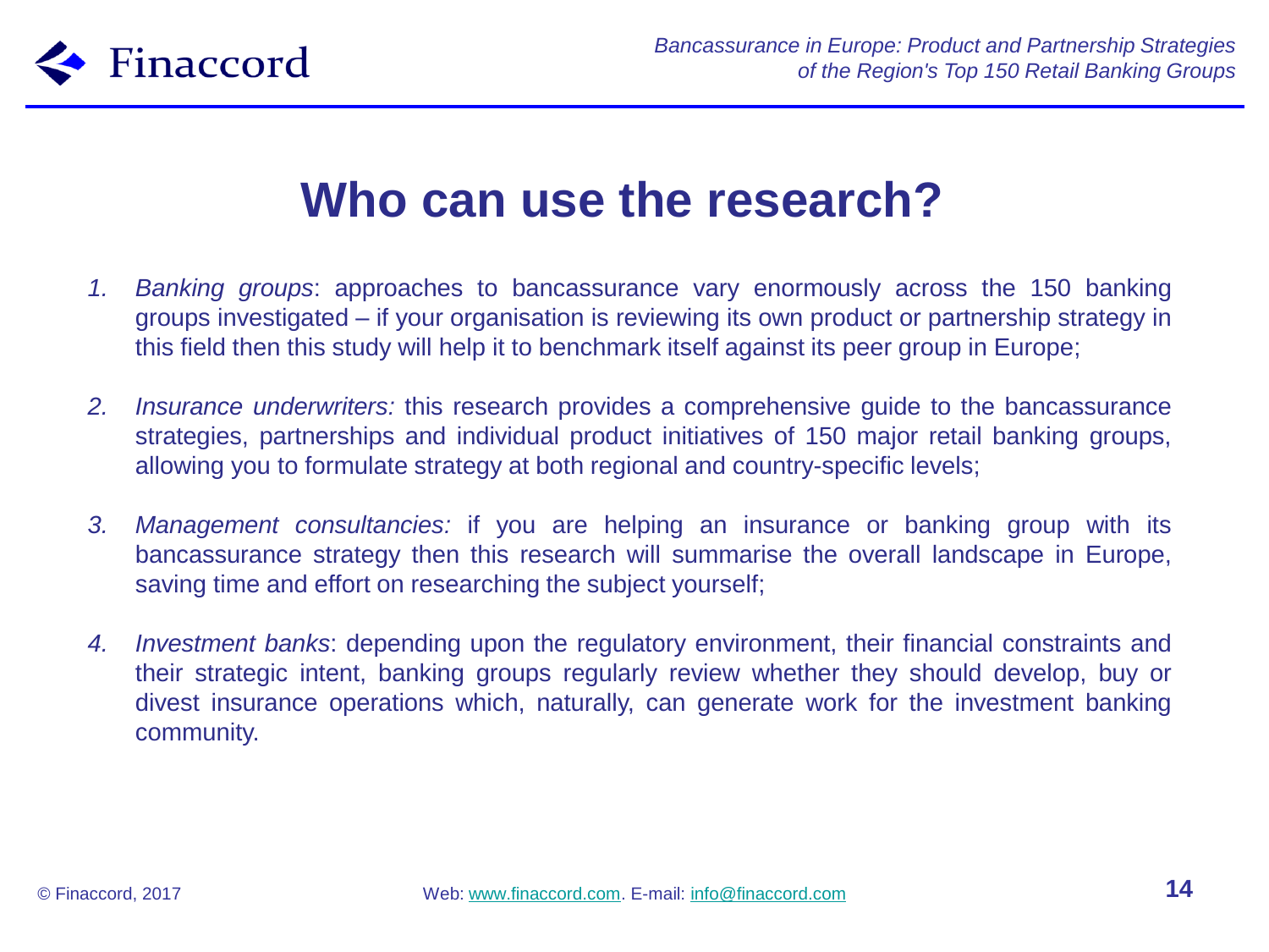# Who can use the research?

1. *Banking groups*: approaches to bancassurance vary enormously across the 150 banking groups investigated – if your organisation is reviewing its own product or partnership strategy in this field then this study will help it to benchmark itself against its peer group in Europe;

2. *Insurance underwriters:* this research provides a comprehensive guide to the bancassurance strategies, partnerships and individual product initiatives of 150 major retail banking groups, allowing you to formulate strategy at both regional and country-specific levels;

3. *Management consultancies:* if you are helping an insurance or banking group with its bancassurance strategy then this research will summarise the overall landscape in Europe, saving time and effort on researching the subject yourself;

4. *Investment banks*: depending upon the regulatory environment, their financial constraints and their strategic intent, banking groups regularly review whether they should develop, buy or divest insurance operations which, naturally, can generate work for the investment banking community.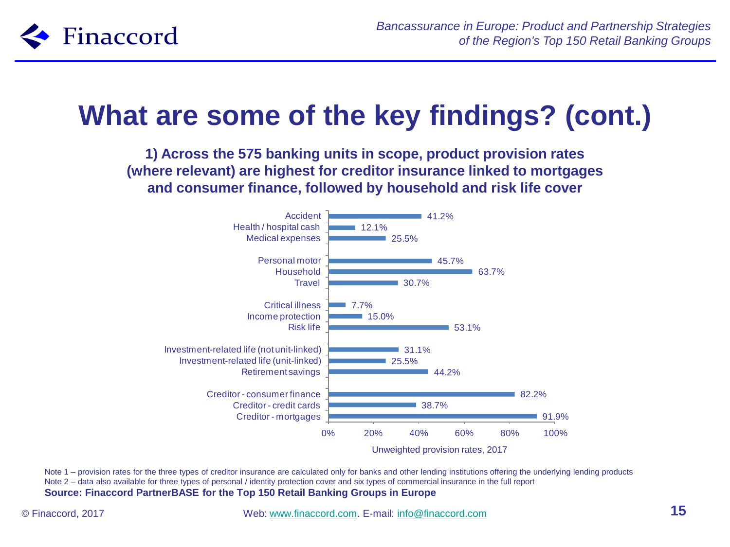# What are some of the key findings? (cont.)

**1) Across the 575 banking units in scope, product provision rates (where relevant) are highest for creditor insurance linked to mortgages and consumer finance, followed by household and risk life cover**

| Product | Unweighted provision rates, 2017 |
|---|---|
| Accident | 41.2% |
| Health / hospital cash | 12.1% |
| Medical expenses | 25.5% |
| Personal motor | 45.7% |
| Household | 63.7% |
| Travel | 30.7% |
| Critical illness | 7.7% |
| Income protection | 15.0% |
| Risk life | 53.1% |
| Investment-related life (not unit-linked) | 31.1% |
| Investment-related life (unit-linked) | 25.5% |
| Retirement savings | 44.2% |
| Creditor - consumer finance | 82.2% |
| Creditor - credit cards | 38.7% |
| Creditor - mortgages | 91.9% |

Unweighted provision rates, 2017

Note 1 – provision rates for the three types of creditor insurance are calculated only for banks and other lending institutions offering the underlying lending products

Note 2 – data also available for three types of personal / identity protection cover and six types of commercial insurance in the full report

**Source: Finaccord PartnerBASE for the Top 150 Retail Banking Groups in Europe**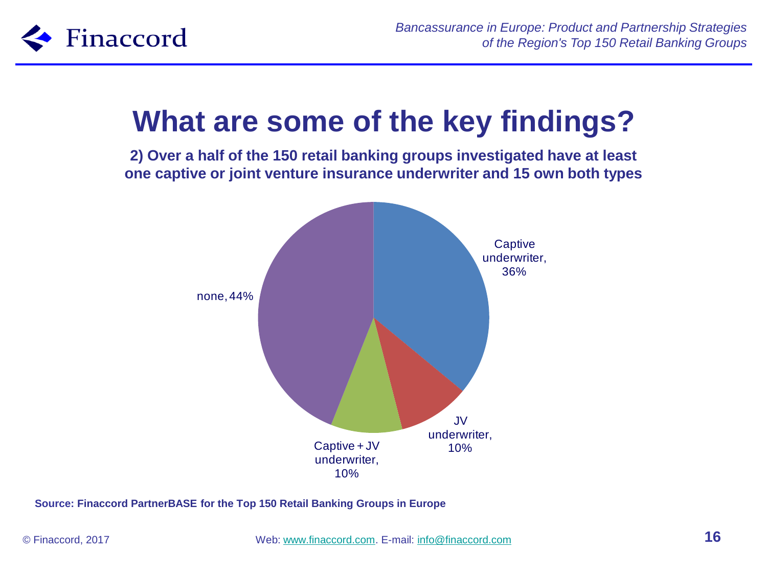# What are some of the key findings?

**2) Over a half of the 150 retail banking groups investigated have at least one captive or joint venture insurance underwriter and 15 own both types**

Captive underwriter, 36%

JV underwriter, 10%

Captive + JV underwriter, 10%

none, 44%

**Source: Finaccord PartnerBASE for the Top 150 Retail Banking Groups in Europe**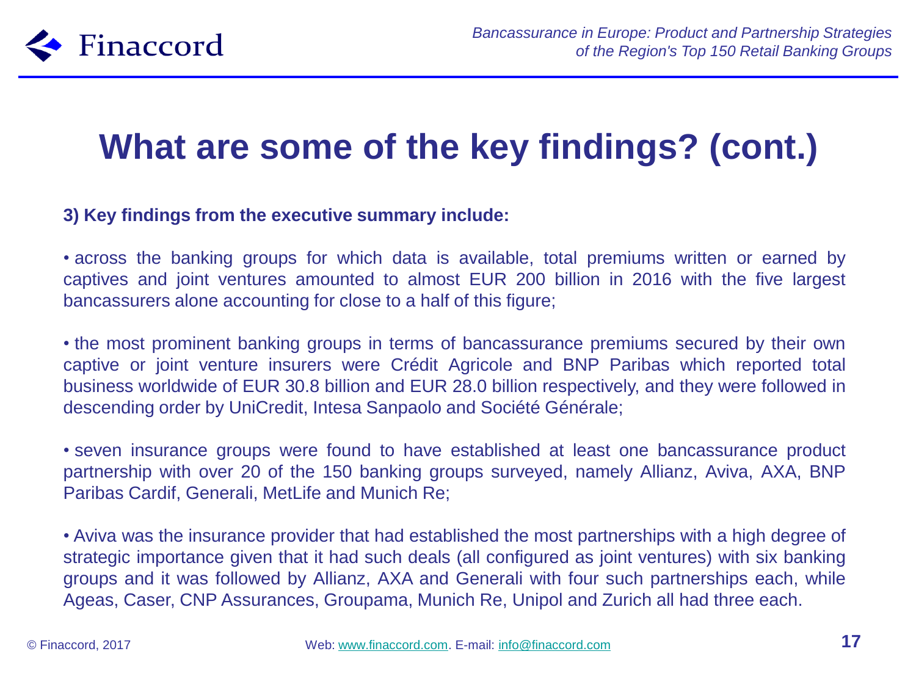# What are some of the key findings? (cont.)

**3) Key findings from the executive summary include:**

• across the banking groups for which data is available, total premiums written or earned by captives and joint ventures amounted to almost EUR 200 billion in 2016 with the five largest bancassurers alone accounting for close to a half of this figure;

• the most prominent banking groups in terms of bancassurance premiums secured by their own captive or joint venture insurers were Crédit Agricole and BNP Paribas which reported total business worldwide of EUR 30.8 billion and EUR 28.0 billion respectively, and they were followed in descending order by UniCredit, Intesa Sanpaolo and Société Générale;

• seven insurance groups were found to have established at least one bancassurance product partnership with over 20 of the 150 banking groups surveyed, namely Allianz, Aviva, AXA, BNP Paribas Cardif, Generali, MetLife and Munich Re;

• Aviva was the insurance provider that had established the most partnerships with a high degree of strategic importance given that it had such deals (all configured as joint ventures) with six banking groups and it was followed by Allianz, AXA and Generali with four such partnerships each, while Ageas, Caser, CNP Assurances, Groupama, Munich Re, Unipol and Zurich all had three each.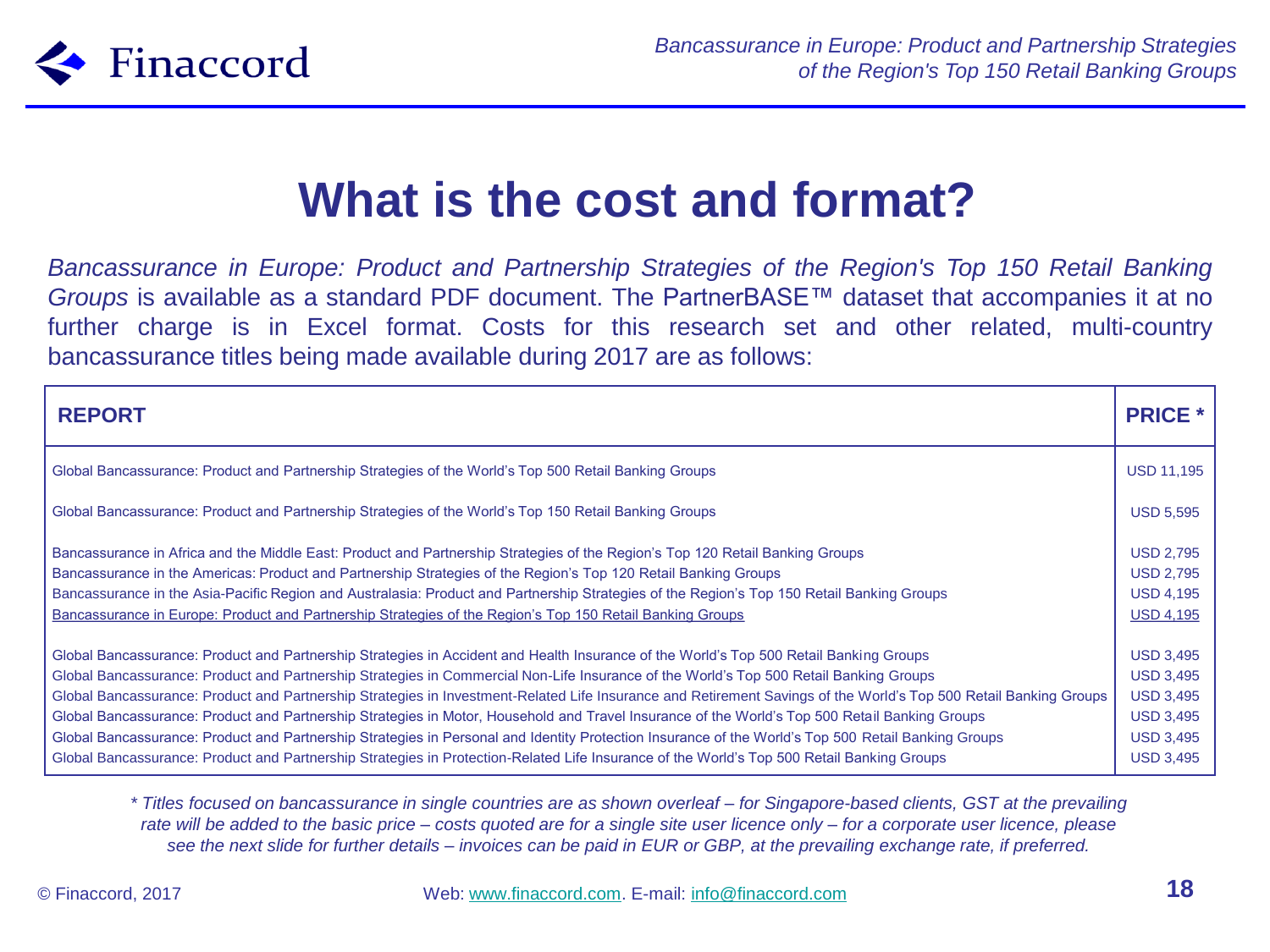# What is the cost and format?

*Bancassurance in Europe: Product and Partnership Strategies of the Region's Top 150 Retail Banking Groups* is available as a standard PDF document. The PartnerBASE™ dataset that accompanies it at no further charge is in Excel format. Costs for this research set and other related, multi-country bancassurance titles being made available during 2017 are as follows:

| REPORT | PRICE * |
|---|---|
| Global Bancassurance: Product and Partnership Strategies of the World's Top 500 Retail Banking Groups | USD 11,195 |
| Global Bancassurance: Product and Partnership Strategies of the World's Top 150 Retail Banking Groups | USD 5,595 |
| Bancassurance in Africa and the Middle East: Product and Partnership Strategies of the Region's Top 120 Retail Banking Groups | USD 2,795 |
| Bancassurance in the Americas: Product and Partnership Strategies of the Region's Top 120 Retail Banking Groups | USD 2,795 |
| Bancassurance in the Asia-Pacific Region and Australasia: Product and Partnership Strategies of the Region's Top 150 Retail Banking Groups | USD 4,195 |
| Bancassurance in Europe: Product and Partnership Strategies of the Region's Top 150 Retail Banking Groups | USD 4,195 |
| Global Bancassurance: Product and Partnership Strategies in Accident and Health Insurance of the World's Top 500 Retail Banking Groups | USD 3,495 |
| Global Bancassurance: Product and Partnership Strategies in Commercial Non-Life Insurance of the World's Top 500 Retail Banking Groups | USD 3,495 |
| Global Bancassurance: Product and Partnership Strategies in Investment-Related Life Insurance and Retirement Savings of the World's Top 500 Retail Banking Groups | USD 3,495 |
| Global Bancassurance: Product and Partnership Strategies in Motor, Household and Travel Insurance of the World's Top 500 Retail Banking Groups | USD 3,495 |
| Global Bancassurance: Product and Partnership Strategies in Personal and Identity Protection Insurance of the World's Top 500 Retail Banking Groups | USD 3,495 |
| Global Bancassurance: Product and Partnership Strategies in Protection-Related Life Insurance of the World's Top 500 Retail Banking Groups | USD 3,495 |

*\* Titles focused on bancassurance in single countries are as shown overleaf – for Singapore-based clients, GST at the prevailing rate will be added to the basic price – costs quoted are for a single site user licence only – for a corporate user licence, please see the next slide for further details – invoices can be paid in EUR or GBP, at the prevailing exchange rate, if preferred.*

© Finaccord, 2017 Web: www.finaccord.com. E-mail: info@finaccord.com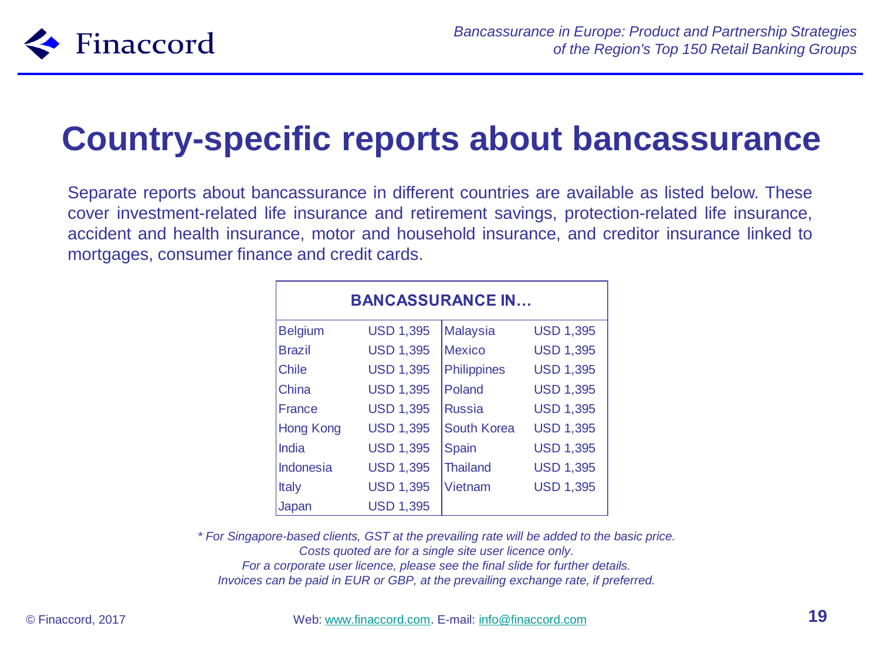# Country-specific reports about bancassurance

Separate reports about bancassurance in different countries are available as listed below. These cover investment-related life insurance and retirement savings, protection-related life insurance, accident and health insurance, motor and household insurance, and creditor insurance linked to mortgages, consumer finance and credit cards.

| BANCASSURANCE IN… | | | |
|---|---|---|---|
| Belgium | USD 1,395 | Malaysia | USD 1,395 |
| Brazil | USD 1,395 | Mexico | USD 1,395 |
| Chile | USD 1,395 | Philippines | USD 1,395 |
| China | USD 1,395 | Poland | USD 1,395 |
| France | USD 1,395 | Russia | USD 1,395 |
| Hong Kong | USD 1,395 | South Korea | USD 1,395 |
| India | USD 1,395 | Spain | USD 1,395 |
| Indonesia | USD 1,395 | Thailand | USD 1,395 |
| Italy | USD 1,395 | Vietnam | USD 1,395 |
| Japan | USD 1,395 | | |

*\* For Singapore-based clients, GST at the prevailing rate will be added to the basic price.*
*Costs quoted are for a single site user licence only.*
*For a corporate user licence, please see the final slide for further details.*
*Invoices can be paid in EUR or GBP, at the prevailing exchange rate, if preferred.*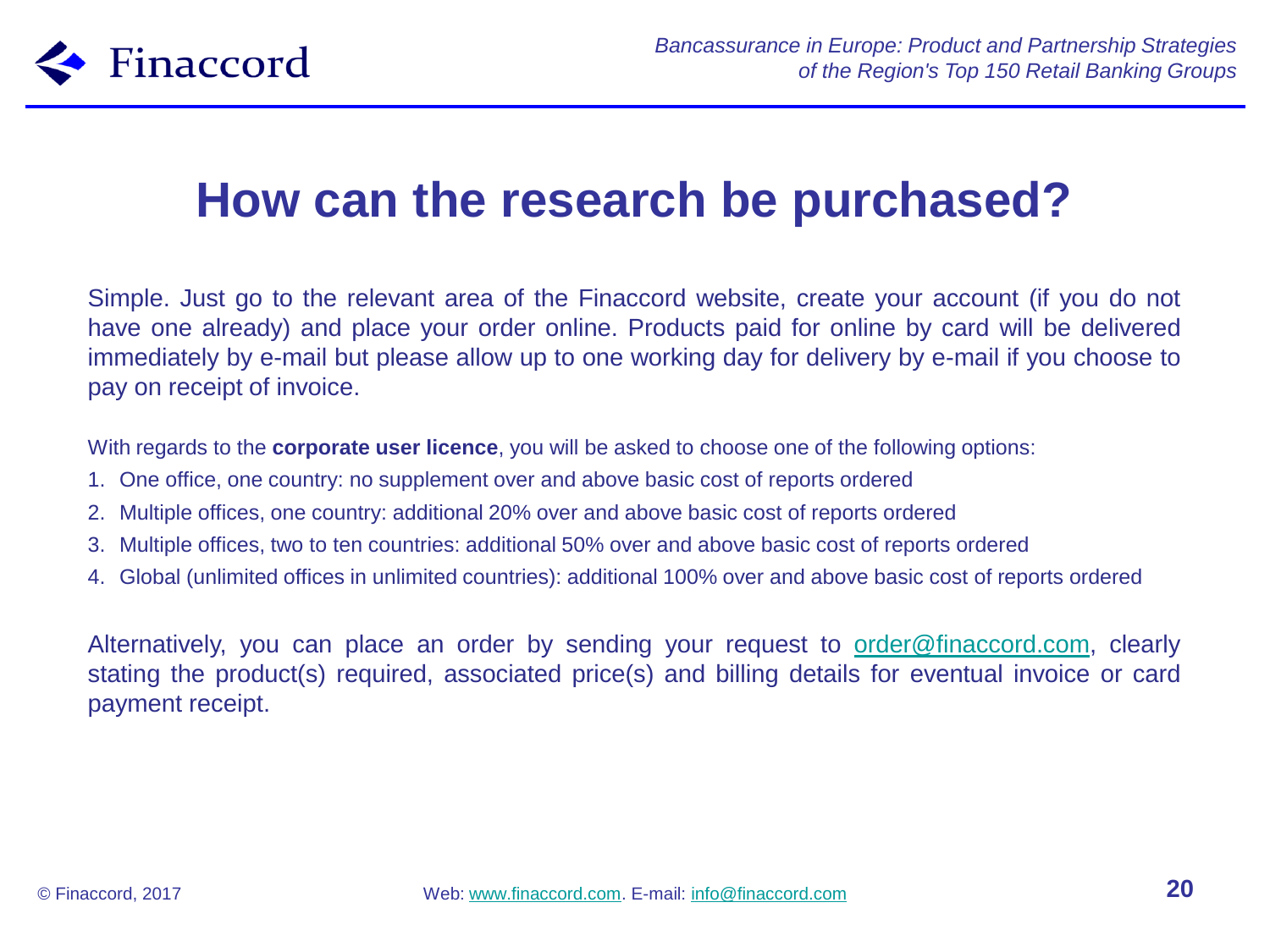# How can the research be purchased?

Simple. Just go to the relevant area of the Finaccord website, create your account (if you do not have one already) and place your order online. Products paid for online by card will be delivered immediately by e-mail but please allow up to one working day for delivery by e-mail if you choose to pay on receipt of invoice.

With regards to the **corporate user licence**, you will be asked to choose one of the following options:

1. One office, one country: no supplement over and above basic cost of reports ordered
2. Multiple offices, one country: additional 20% over and above basic cost of reports ordered
3. Multiple offices, two to ten countries: additional 50% over and above basic cost of reports ordered
4. Global (unlimited offices in unlimited countries): additional 100% over and above basic cost of reports ordered

Alternatively, you can place an order by sending your request to order@finaccord.com, clearly stating the product(s) required, associated price(s) and billing details for eventual invoice or card payment receipt.